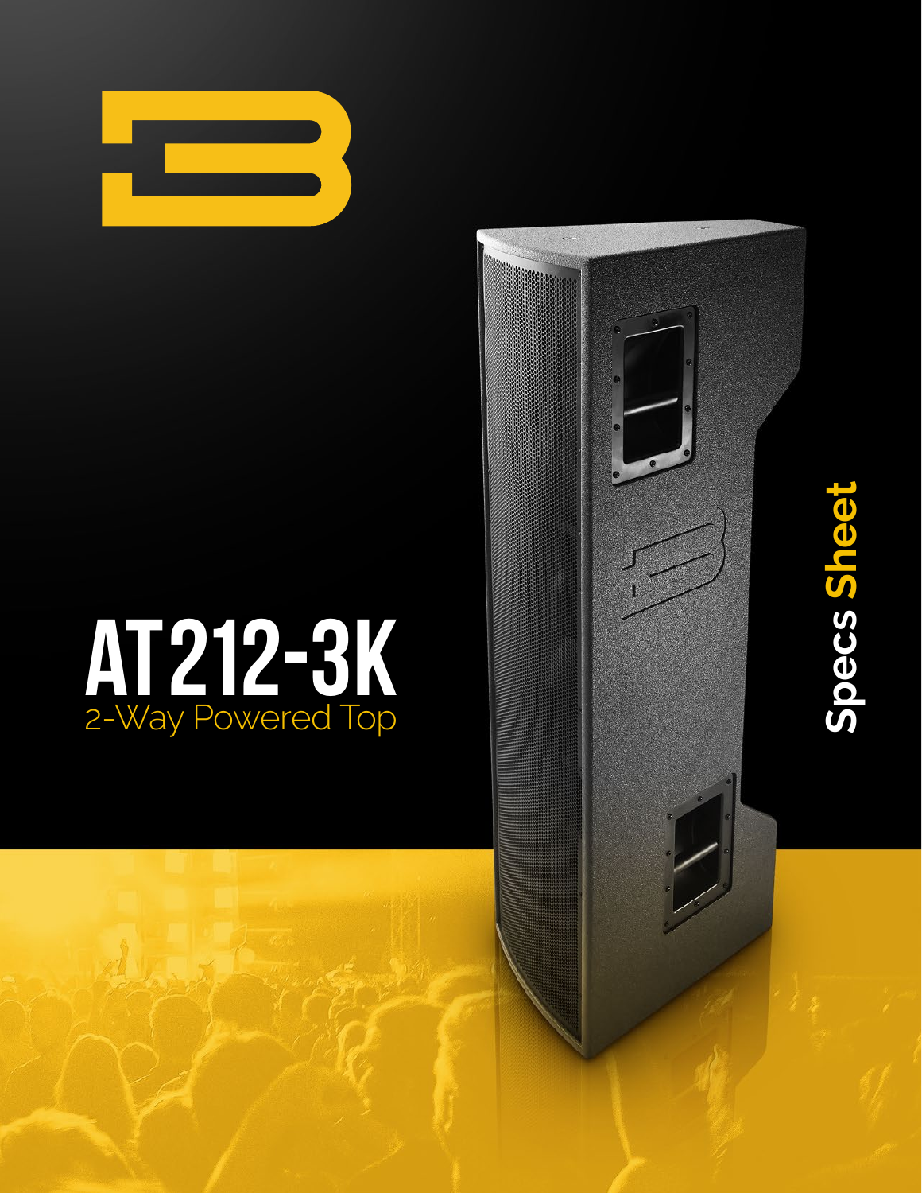# AT212-3K

2-Way Powered Top

Specs Sheet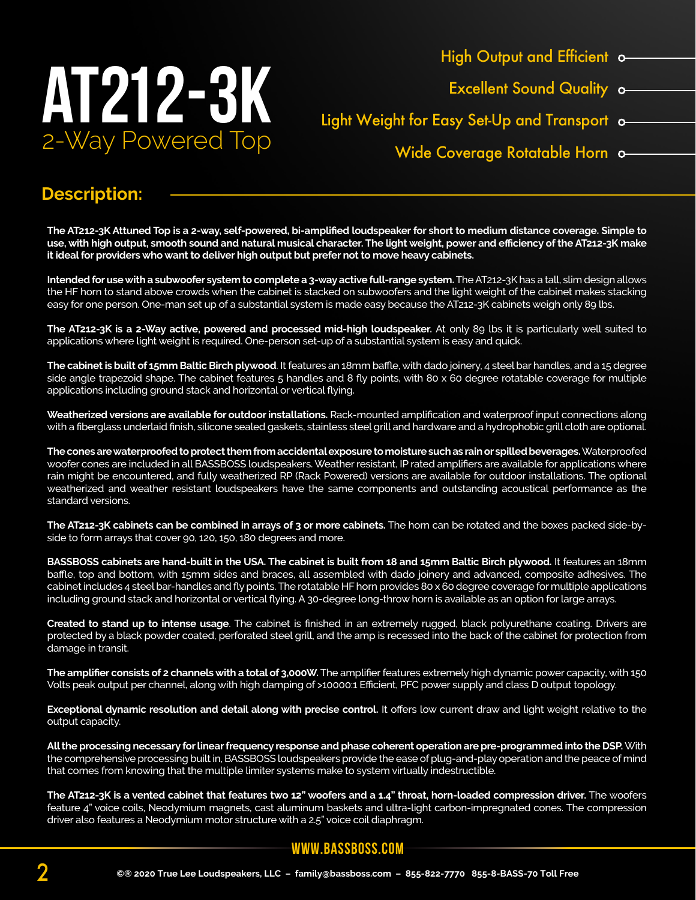# AT212-3K
## 2-Way Powered Top

- High Output and Efficient
- Excellent Sound Quality
- Light Weight for Easy Set-Up and Transport
- Wide Coverage Rotatable Horn

## Description:

**The AT212-3K Attuned Top is a 2-way, self-powered, bi-amplified loudspeaker for short to medium distance coverage. Simple to use, with high output, smooth sound and natural musical character. The light weight, power and efficiency of the AT212-3K make it ideal for providers who want to deliver high output but prefer not to move heavy cabinets.**

**Intended for use with a subwoofer system to complete a 3-way active full-range system.** The AT212-3K has a tall, slim design allows the HF horn to stand above crowds when the cabinet is stacked on subwoofers and the light weight of the cabinet makes stacking easy for one person. One-man set up of a substantial system is made easy because the AT212-3K cabinets weigh only 89 lbs.

**The AT212-3K is a 2-Way active, powered and processed mid-high loudspeaker.** At only 89 lbs it is particularly well suited to applications where light weight is required. One-person set-up of a substantial system is easy and quick.

**The cabinet is built of 15mm Baltic Birch plywood**. It features an 18mm baffle, with dado joinery, 4 steel bar handles, and a 15 degree side angle trapezoid shape. The cabinet features 5 handles and 8 fly points, with 80 x 60 degree rotatable coverage for multiple applications including ground stack and horizontal or vertical flying.

**Weatherized versions are available for outdoor installations.** Rack-mounted amplification and waterproof input connections along with a fiberglass underlaid finish, silicone sealed gaskets, stainless steel grill and hardware and a hydrophobic grill cloth are optional.

**The cones are waterproofed to protect them from accidental exposure to moisture such as rain or spilled beverages.** Waterproofed woofer cones are included in all BASSBOSS loudspeakers. Weather resistant, IP rated amplifiers are available for applications where rain might be encountered, and fully weatherized RP (Rack Powered) versions are available for outdoor installations. The optional weatherized and weather resistant loudspeakers have the same components and outstanding acoustical performance as the standard versions.

**The AT212-3K cabinets can be combined in arrays of 3 or more cabinets.** The horn can be rotated and the boxes packed side-by-side to form arrays that cover 90, 120, 150, 180 degrees and more.

**BASSBOSS cabinets are hand-built in the USA. The cabinet is built from 18 and 15mm Baltic Birch plywood.** It features an 18mm baffle, top and bottom, with 15mm sides and braces, all assembled with dado joinery and advanced, composite adhesives. The cabinet includes 4 steel bar-handles and fly points. The rotatable HF horn provides 80 x 60 degree coverage for multiple applications including ground stack and horizontal or vertical flying. A 30-degree long-throw horn is available as an option for large arrays.

**Created to stand up to intense usage**. The cabinet is finished in an extremely rugged, black polyurethane coating. Drivers are protected by a black powder coated, perforated steel grill, and the amp is recessed into the back of the cabinet for protection from damage in transit.

**The amplifier consists of 2 channels with a total of 3,000W.** The amplifier features extremely high dynamic power capacity, with 150 Volts peak output per channel, along with high damping of >10000:1 Efficient, PFC power supply and class D output topology.

**Exceptional dynamic resolution and detail along with precise control.** It offers low current draw and light weight relative to the output capacity.

**All the processing necessary for linear frequency response and phase coherent operation are pre-programmed into the DSP.** With the comprehensive processing built in, BASSBOSS loudspeakers provide the ease of plug-and-play operation and the peace of mind that comes from knowing that the multiple limiter systems make to system virtually indestructible.

**The AT212-3K is a vented cabinet that features two 12" woofers and a 1.4" throat, horn-loaded compression driver.** The woofers feature 4" voice coils, Neodymium magnets, cast aluminum baskets and ultra-light carbon-impregnated cones. The compression driver also features a Neodymium motor structure with a 2.5" voice coil diaphragm.

WWW.BASSBOSS.COM

©® 2020 True Lee Loudspeakers, LLC – family@bassboss.com – 855-822-7770 855-8-BASS-70 Toll Free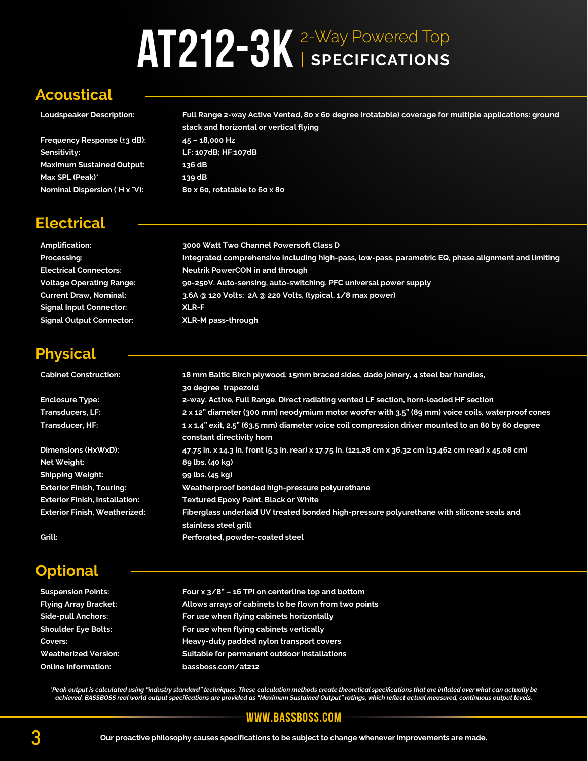# AT212-3K 2-Way Powered Top | SPECIFICATIONS

## Acoustical

| | |
|---|---|
| Loudspeaker Description: | Full Range 2-way Active Vented, 80 x 60 degree (rotatable) coverage for multiple applications: ground stack and horizontal or vertical flying |
| Frequency Response (±3 dB): | 45 – 18,000 Hz |
| Sensitivity: | LF: 107dB; HF:107dB |
| Maximum Sustained Output: | 136 dB |
| Max SPL (Peak)* | 139 dB |
| Nominal Dispersion (°H x °V): | 80 x 60, rotatable to 60 x 80 |

## Electrical

| | |
|---|---|
| Amplification: | 3000 Watt Two Channel Powersoft Class D |
| Processing: | Integrated comprehensive including high-pass, low-pass, parametric EQ, phase alignment and limiting |
| Electrical Connectors: | Neutrik PowerCON in and through |
| Voltage Operating Range: | 90-250V. Auto-sensing, auto-switching, PFC universal power supply |
| Current Draw, Nominal: | 3.6A @ 120 Volts; 2A @ 220 Volts, (typical, 1/8 max power) |
| Signal Input Connector: | XLR-F |
| Signal Output Connector: | XLR-M pass-through |

## Physical

| | |
|---|---|
| Cabinet Construction: | 18 mm Baltic Birch plywood, 15mm braced sides, dado joinery, 4 steel bar handles, 30 degree trapezoid |
| Enclosure Type: | 2-way, Active, Full Range. Direct radiating vented LF section, horn-loaded HF section |
| Transducers, LF: | 2 x 12" diameter (300 mm) neodymium motor woofer with 3.5" (89 mm) voice coils, waterproof cones |
| Transducer, HF: | 1 x 1.4" exit, 2.5" (63.5 mm) diameter voice coil compression driver mounted to an 80 by 60 degree constant directivity horn |
| Dimensions (HxWxD): | 47.75 in. x 14.3 in. front (5.3 in. rear) x 17.75 in. (121.28 cm x 36.32 cm [13.462 cm rear] x 45.08 cm) |
| Net Weight: | 89 lbs. (40 kg) |
| Shipping Weight: | 99 lbs. (45 kg) |
| Exterior Finish, Touring: | Weatherproof bonded high-pressure polyurethane |
| Exterior Finish, Installation: | Textured Epoxy Paint, Black or White |
| Exterior Finish, Weatherized: | Fiberglass underlaid UV treated bonded high-pressure polyurethane with silicone seals and stainless steel grill |
| Grill: | Perforated, powder-coated steel |

## Optional

| | |
|---|---|
| Suspension Points: | Four x 3/8" – 16 TPI on centerline top and bottom |
| Flying Array Bracket: | Allows arrays of cabinets to be flown from two points |
| Side-pull Anchors: | For use when flying cabinets horizontally |
| Shoulder Eye Bolts: | For use when flying cabinets vertically |
| Covers: | Heavy-duty padded nylon transport covers |
| Weatherized Version: | Suitable for permanent outdoor installations |
| Online Information: | bassboss.com/at212 |

*\*Peak output is calculated using "industry standard" techniques. These calculation methods create theoretical specifications that are inflated over what can actually be achieved. BASSBOSS real world output specifications are provided as "Maximum Sustained Output" ratings, which reflect actual measured, continuous output levels.*

WWW.BASSBOSS.COM

Our proactive philosophy causes specifications to be subject to change whenever improvements are made.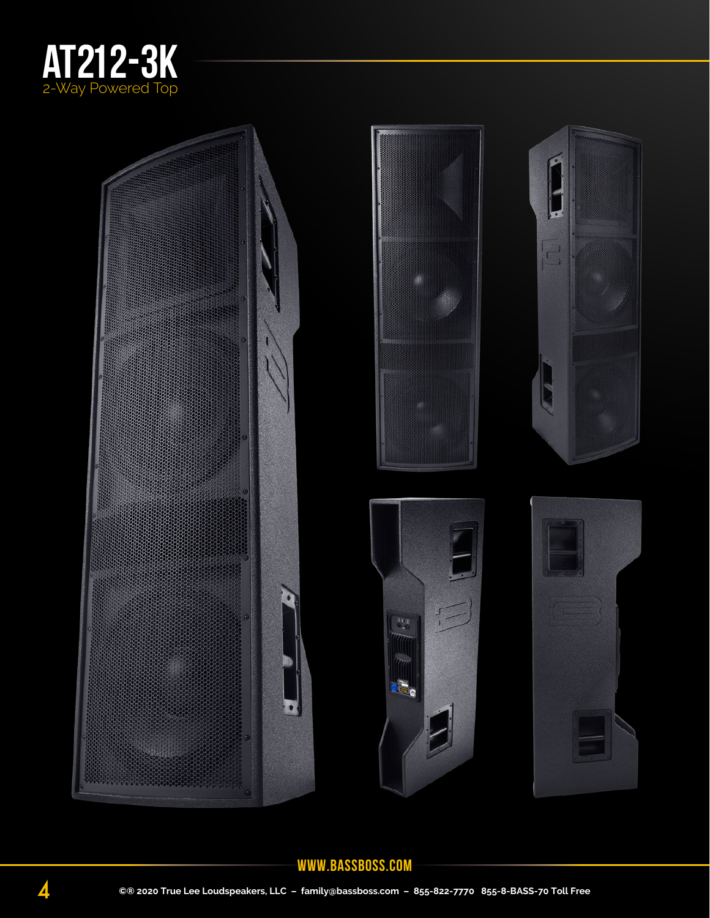# AT212-3K

2-Way Powered Top

WWW.BASSBOSS.COM

©® 2020 True Lee Loudspeakers, LLC – family@bassboss.com – 855-822-7770 855-8-BASS-70 Toll Free